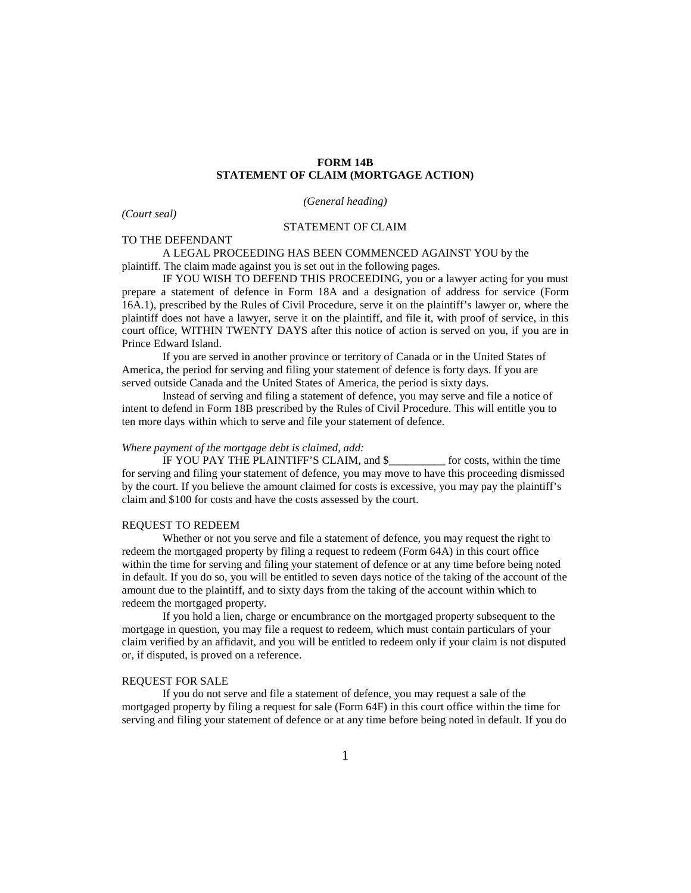**FORM 14B**
**STATEMENT OF CLAIM (MORTGAGE ACTION)**

*(General heading)*

*(Court seal)*

STATEMENT OF CLAIM

TO THE DEFENDANT

A LEGAL PROCEEDING HAS BEEN COMMENCED AGAINST YOU by the plaintiff. The claim made against you is set out in the following pages.

IF YOU WISH TO DEFEND THIS PROCEEDING, you or a lawyer acting for you must prepare a statement of defence in Form 18A and a designation of address for service (Form 16A.1), prescribed by the Rules of Civil Procedure, serve it on the plaintiff's lawyer or, where the plaintiff does not have a lawyer, serve it on the plaintiff, and file it, with proof of service, in this court office, WITHIN TWENTY DAYS after this notice of action is served on you, if you are in Prince Edward Island.

If you are served in another province or territory of Canada or in the United States of America, the period for serving and filing your statement of defence is forty days. If you are served outside Canada and the United States of America, the period is sixty days.

Instead of serving and filing a statement of defence, you may serve and file a notice of intent to defend in Form 18B prescribed by the Rules of Civil Procedure. This will entitle you to ten more days within which to serve and file your statement of defence.

*Where payment of the mortgage debt is claimed, add:*

IF YOU PAY THE PLAINTIFF'S CLAIM, and $__________ for costs, within the time for serving and filing your statement of defence, you may move to have this proceeding dismissed by the court. If you believe the amount claimed for costs is excessive, you may pay the plaintiff's claim and $100 for costs and have the costs assessed by the court.

REQUEST TO REDEEM

Whether or not you serve and file a statement of defence, you may request the right to redeem the mortgaged property by filing a request to redeem (Form 64A) in this court office within the time for serving and filing your statement of defence or at any time before being noted in default. If you do so, you will be entitled to seven days notice of the taking of the account of the amount due to the plaintiff, and to sixty days from the taking of the account within which to redeem the mortgaged property.

If you hold a lien, charge or encumbrance on the mortgaged property subsequent to the mortgage in question, you may file a request to redeem, which must contain particulars of your claim verified by an affidavit, and you will be entitled to redeem only if your claim is not disputed or, if disputed, is proved on a reference.

REQUEST FOR SALE

If you do not serve and file a statement of defence, you may request a sale of the mortgaged property by filing a request for sale (Form 64F) in this court office within the time for serving and filing your statement of defence or at any time before being noted in default. If you do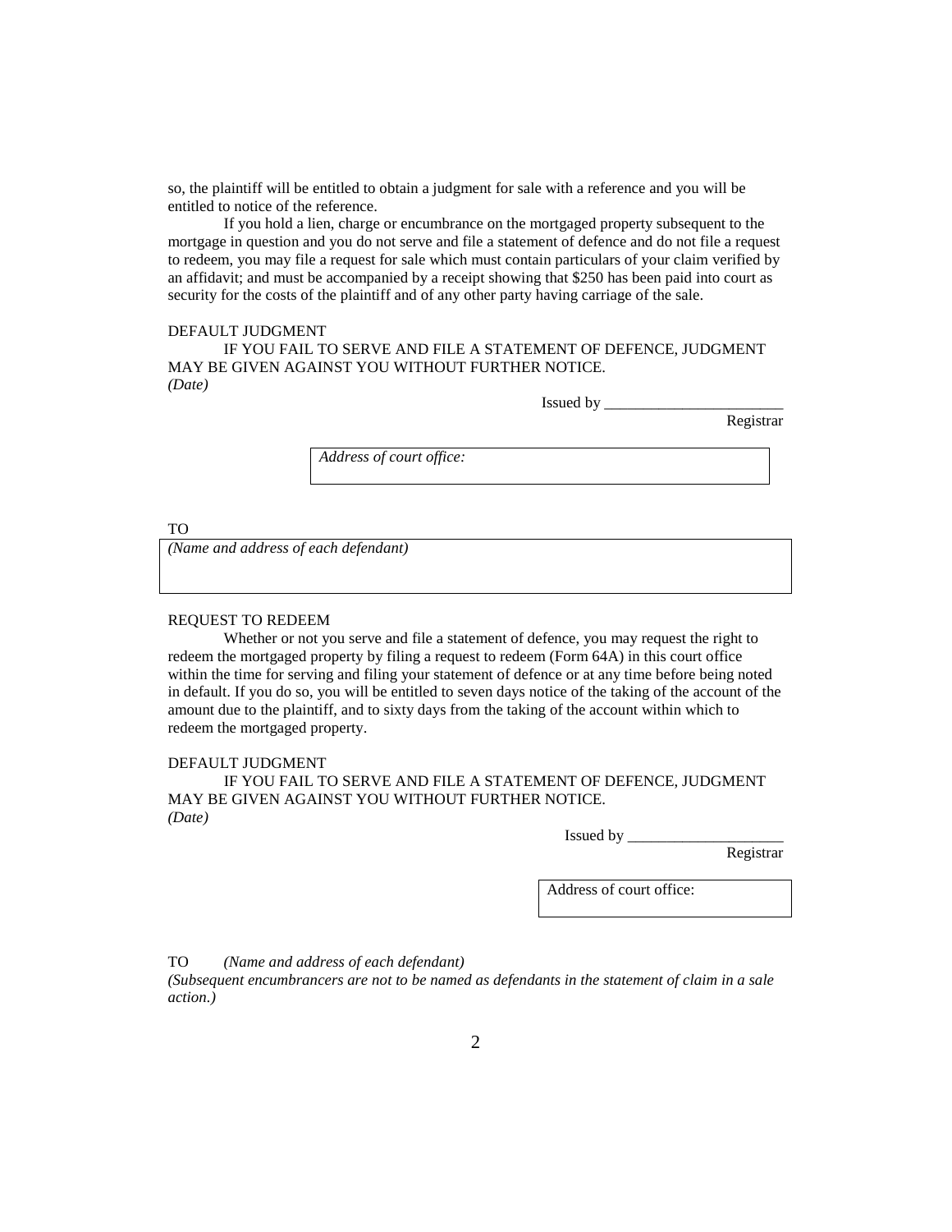so, the plaintiff will be entitled to obtain a judgment for sale with a reference and you will be entitled to notice of the reference.

If you hold a lien, charge or encumbrance on the mortgaged property subsequent to the mortgage in question and you do not serve and file a statement of defence and do not file a request to redeem, you may file a request for sale which must contain particulars of your claim verified by an affidavit; and must be accompanied by a receipt showing that $250 has been paid into court as security for the costs of the plaintiff and of any other party having carriage of the sale.

DEFAULT JUDGMENT

IF YOU FAIL TO SERVE AND FILE A STATEMENT OF DEFENCE, JUDGMENT MAY BE GIVEN AGAINST YOU WITHOUT FURTHER NOTICE.

*(Date)*

Issued by ________________________
Registrar

*Address of court office:*

TO

*(Name and address of each defendant)*

REQUEST TO REDEEM

Whether or not you serve and file a statement of defence, you may request the right to redeem the mortgaged property by filing a request to redeem (Form 64A) in this court office within the time for serving and filing your statement of defence or at any time before being noted in default. If you do so, you will be entitled to seven days notice of the taking of the account of the amount due to the plaintiff, and to sixty days from the taking of the account within which to redeem the mortgaged property.

DEFAULT JUDGMENT

IF YOU FAIL TO SERVE AND FILE A STATEMENT OF DEFENCE, JUDGMENT MAY BE GIVEN AGAINST YOU WITHOUT FURTHER NOTICE.

*(Date)*

Issued by _____________________
Registrar

Address of court office:

TO *(Name and address of each defendant)*

*(Subsequent encumbrancers are not to be named as defendants in the statement of claim in a sale action.)*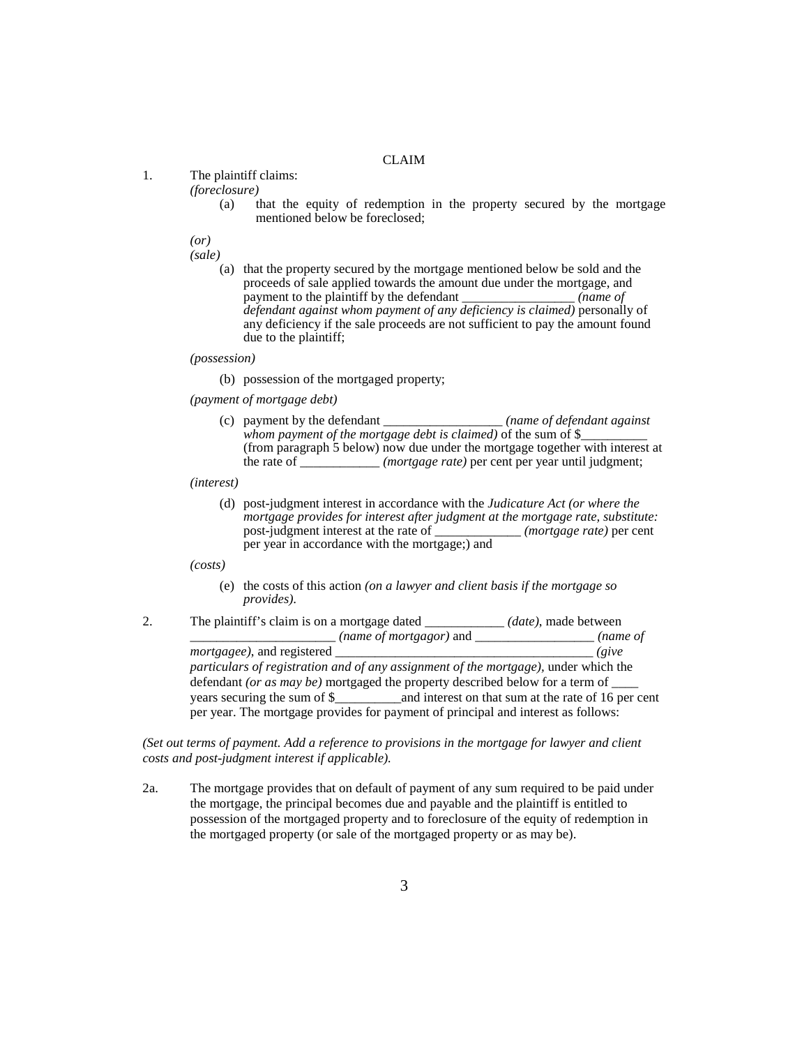CLAIM

1. The plaintiff claims:

   *(foreclosure)*

   (a) that the equity of redemption in the property secured by the mortgage mentioned below be foreclosed;

   *(or)*

   *(sale)*

   (a) that the property secured by the mortgage mentioned below be sold and the proceeds of sale applied towards the amount due under the mortgage, and payment to the plaintiff by the defendant _________________ *(name of defendant against whom payment of any deficiency is claimed)* personally of any deficiency if the sale proceeds are not sufficient to pay the amount found due to the plaintiff;

   *(possession)*

   (b) possession of the mortgaged property;

   *(payment of mortgage debt)*

   (c) payment by the defendant __________________ *(name of defendant against whom payment of the mortgage debt is claimed)* of the sum of $__________ (from paragraph 5 below) now due under the mortgage together with interest at the rate of ____________ *(mortgage rate)* per cent per year until judgment;

   *(interest)*

   (d) post-judgment interest in accordance with the *Judicature Act (or where the mortgage provides for interest after judgment at the mortgage rate, substitute:* post-judgment interest at the rate of _____________ *(mortgage rate)* per cent per year in accordance with the mortgage;) and

   *(costs)*

   (e) the costs of this action *(on a lawyer and client basis if the mortgage so provides).*

2. The plaintiff's claim is on a mortgage dated ____________ *(date)*, made between ______________________ *(name of mortgagor)* and __________________ *(name of mortgagee)*, and registered ______________________________________ *(give particulars of registration and of any assignment of the mortgage)*, under which the defendant *(or as may be)* mortgaged the property described below for a term of ____ years securing the sum of $__________and interest on that sum at the rate of 16 per cent per year. The mortgage provides for payment of principal and interest as follows:

*(Set out terms of payment. Add a reference to provisions in the mortgage for lawyer and client costs and post-judgment interest if applicable).*

2a. The mortgage provides that on default of payment of any sum required to be paid under the mortgage, the principal becomes due and payable and the plaintiff is entitled to possession of the mortgaged property and to foreclosure of the equity of redemption in the mortgaged property (or sale of the mortgaged property or as may be).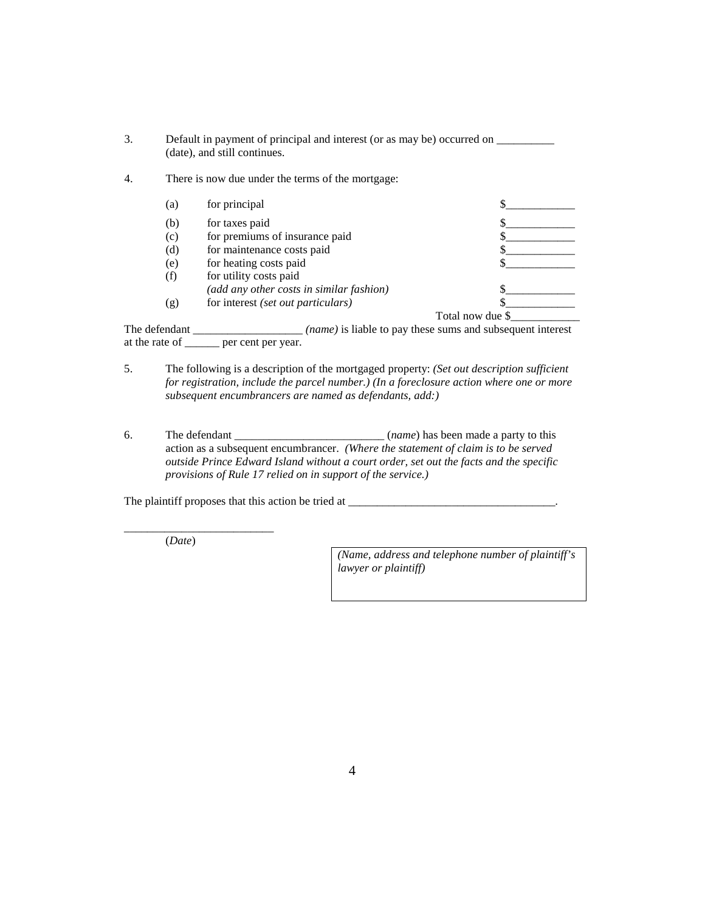3. Default in payment of principal and interest (or as may be) occurred on __________ (date), and still continues.

4. There is now due under the terms of the mortgage:

| | | |
|---|---|---|
| (a) | for principal | $____________ |
| (b) | for taxes paid | $____________ |
| (c) | for premiums of insurance paid | $____________ |
| (d) | for maintenance costs paid | $____________ |
| (e) | for heating costs paid | $____________ |
| (f) | for utility costs paid *(add any other costs in similar fashion)* | $____________ |
| (g) | for interest *(set out particulars)* | $____________ |
| | Total now due | $____________ |

The defendant ___________________ *(name)* is liable to pay these sums and subsequent interest at the rate of ______ per cent per year.

5. The following is a description of the mortgaged property: *(Set out description sufficient for registration, include the parcel number.) (In a foreclosure action where one or more subsequent encumbrancers are named as defendants, add:)*

6. The defendant _________________________ (*name*) has been made a party to this action as a subsequent encumbrancer. *(Where the statement of claim is to be served outside Prince Edward Island without a court order, set out the facts and the specific provisions of Rule 17 relied on in support of the service.)*

The plaintiff proposes that this action be tried at ___________________________________.

_________________________
(*Date*)

*(Name, address and telephone number of plaintiff's lawyer or plaintiff)*